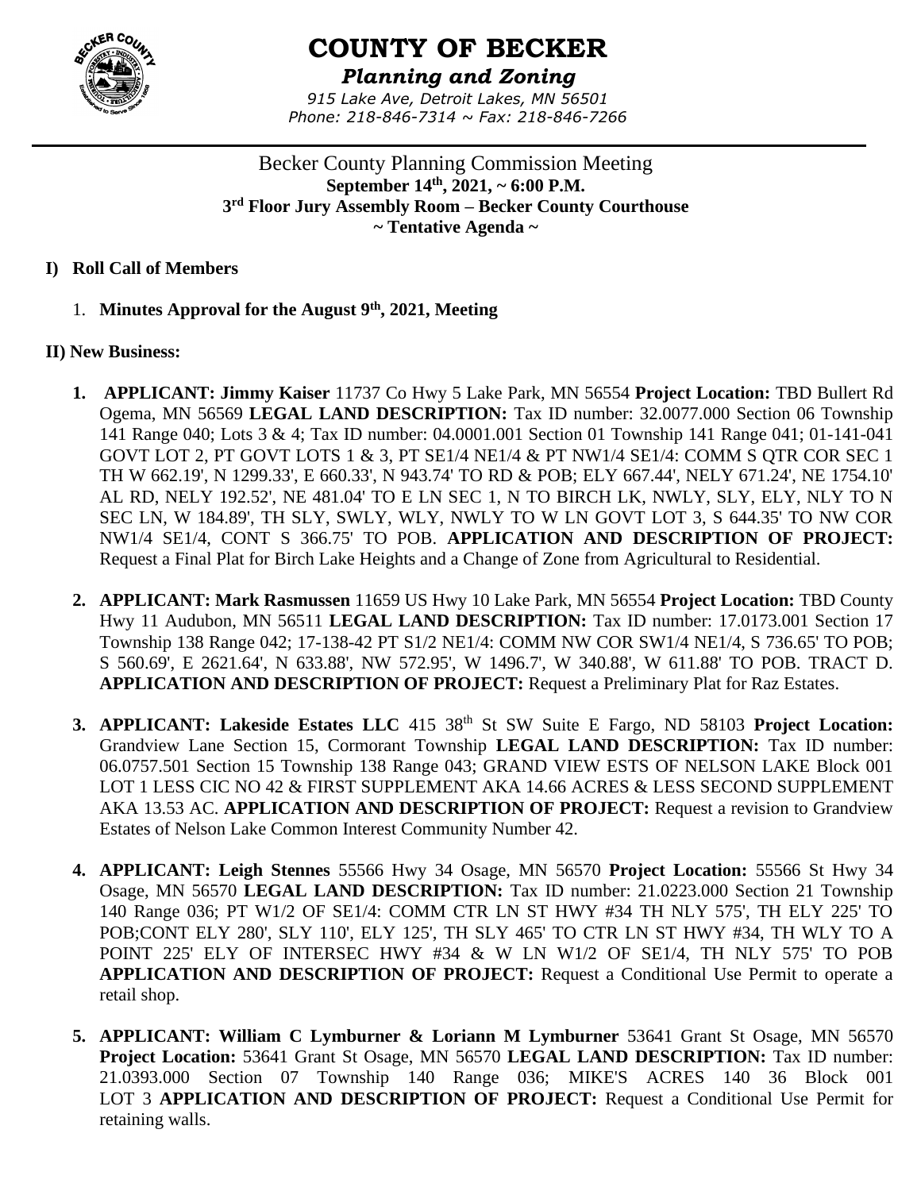# COUNTY OF BECKER

*Planning and Zoning*

*915 Lake Ave, Detroit Lakes, MN 56501*
*Phone: 218-846-7314 ~ Fax: 218-846-7266*

Becker County Planning Commission Meeting
**September 14th, 2021, ~ 6:00 P.M.**
**3rd Floor Jury Assembly Room – Becker County Courthouse**
**~ Tentative Agenda ~**

## I) Roll Call of Members

1. **Minutes Approval for the August 9th, 2021, Meeting**

## II) New Business:

1. **APPLICANT: Jimmy Kaiser** 11737 Co Hwy 5 Lake Park, MN 56554 **Project Location:** TBD Bullert Rd Ogema, MN 56569 **LEGAL LAND DESCRIPTION:** Tax ID number: 32.0077.000 Section 06 Township 141 Range 040; Lots 3 & 4; Tax ID number: 04.0001.001 Section 01 Township 141 Range 041; 01-141-041 GOVT LOT 2, PT GOVT LOTS 1 & 3, PT SE1/4 NE1/4 & PT NW1/4 SE1/4: COMM S QTR COR SEC 1 TH W 662.19', N 1299.33', E 660.33', N 943.74' TO RD & POB; ELY 667.44', NELY 671.24', NE 1754.10' AL RD, NELY 192.52', NE 481.04' TO E LN SEC 1, N TO BIRCH LK, NWLY, SLY, ELY, NLY TO N SEC LN, W 184.89', TH SLY, SWLY, WLY, NWLY TO W LN GOVT LOT 3, S 644.35' TO NW COR NW1/4 SE1/4, CONT S 366.75' TO POB. **APPLICATION AND DESCRIPTION OF PROJECT:** Request a Final Plat for Birch Lake Heights and a Change of Zone from Agricultural to Residential.

2. **APPLICANT: Mark Rasmussen** 11659 US Hwy 10 Lake Park, MN 56554 **Project Location:** TBD County Hwy 11 Audubon, MN 56511 **LEGAL LAND DESCRIPTION:** Tax ID number: 17.0173.001 Section 17 Township 138 Range 042; 17-138-42 PT S1/2 NE1/4: COMM NW COR SW1/4 NE1/4, S 736.65' TO POB; S 560.69', E 2621.64', N 633.88', NW 572.95', W 1496.7', W 340.88', W 611.88' TO POB. TRACT D. **APPLICATION AND DESCRIPTION OF PROJECT:** Request a Preliminary Plat for Raz Estates.

3. **APPLICANT: Lakeside Estates LLC** 415 38th St SW Suite E Fargo, ND 58103 **Project Location:** Grandview Lane Section 15, Cormorant Township **LEGAL LAND DESCRIPTION:** Tax ID number: 06.0757.501 Section 15 Township 138 Range 043; GRAND VIEW ESTS OF NELSON LAKE Block 001 LOT 1 LESS CIC NO 42 & FIRST SUPPLEMENT AKA 14.66 ACRES & LESS SECOND SUPPLEMENT AKA 13.53 AC. **APPLICATION AND DESCRIPTION OF PROJECT:** Request a revision to Grandview Estates of Nelson Lake Common Interest Community Number 42.

4. **APPLICANT: Leigh Stennes** 55566 Hwy 34 Osage, MN 56570 **Project Location:** 55566 St Hwy 34 Osage, MN 56570 **LEGAL LAND DESCRIPTION:** Tax ID number: 21.0223.000 Section 21 Township 140 Range 036; PT W1/2 OF SE1/4: COMM CTR LN ST HWY #34 TH NLY 575', TH ELY 225' TO POB;CONT ELY 280', SLY 110', ELY 125', TH SLY 465' TO CTR LN ST HWY #34, TH WLY TO A POINT 225' ELY OF INTERSEC HWY #34 & W LN W1/2 OF SE1/4, TH NLY 575' TO POB **APPLICATION AND DESCRIPTION OF PROJECT:** Request a Conditional Use Permit to operate a retail shop.

5. **APPLICANT: William C Lymburner & Loriann M Lymburner** 53641 Grant St Osage, MN 56570 **Project Location:** 53641 Grant St Osage, MN 56570 **LEGAL LAND DESCRIPTION:** Tax ID number: 21.0393.000 Section 07 Township 140 Range 036; MIKE'S ACRES 140 36 Block 001 LOT 3 **APPLICATION AND DESCRIPTION OF PROJECT:** Request a Conditional Use Permit for retaining walls.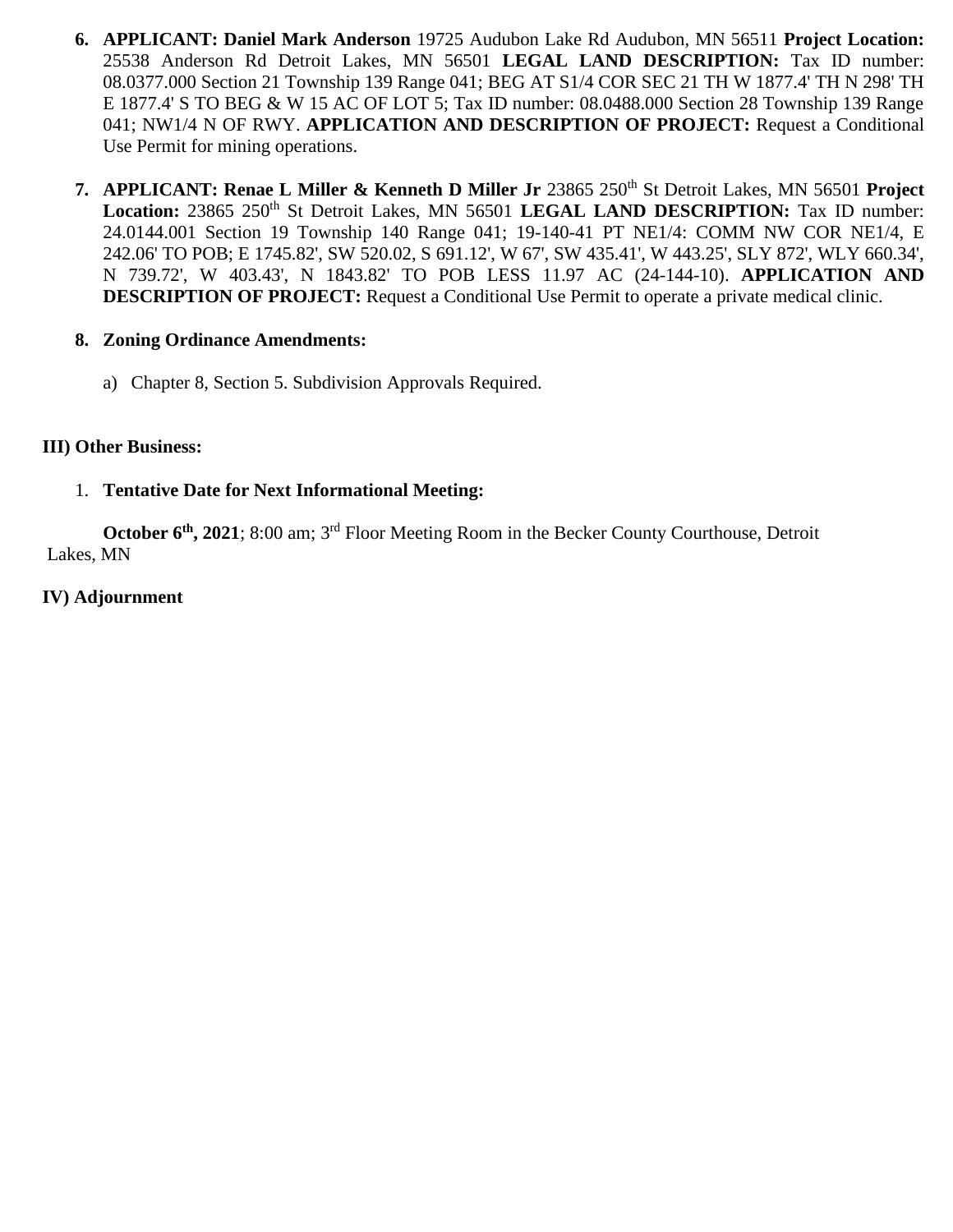6. **APPLICANT: Daniel Mark Anderson** 19725 Audubon Lake Rd Audubon, MN 56511 **Project Location:** 25538 Anderson Rd Detroit Lakes, MN 56501 **LEGAL LAND DESCRIPTION:** Tax ID number: 08.0377.000 Section 21 Township 139 Range 041; BEG AT S1/4 COR SEC 21 TH W 1877.4' TH N 298' TH E 1877.4' S TO BEG & W 15 AC OF LOT 5; Tax ID number: 08.0488.000 Section 28 Township 139 Range 041; NW1/4 N OF RWY. **APPLICATION AND DESCRIPTION OF PROJECT:** Request a Conditional Use Permit for mining operations.

7. **APPLICANT: Renae L Miller & Kenneth D Miller Jr** 23865 250th St Detroit Lakes, MN 56501 **Project Location:** 23865 250th St Detroit Lakes, MN 56501 **LEGAL LAND DESCRIPTION:** Tax ID number: 24.0144.001 Section 19 Township 140 Range 041; 19-140-41 PT NE1/4: COMM NW COR NE1/4, E 242.06' TO POB; E 1745.82', SW 520.02, S 691.12', W 67', SW 435.41', W 443.25', SLY 872', WLY 660.34', N 739.72', W 403.43', N 1843.82' TO POB LESS 11.97 AC (24-144-10). **APPLICATION AND DESCRIPTION OF PROJECT:** Request a Conditional Use Permit to operate a private medical clinic.

8. **Zoning Ordinance Amendments:**

   a) Chapter 8, Section 5. Subdivision Approvals Required.

**III) Other Business:**

1. **Tentative Date for Next Informational Meeting:**

   **October 6th, 2021**; 8:00 am; 3rd Floor Meeting Room in the Becker County Courthouse, Detroit Lakes, MN

**IV) Adjournment**